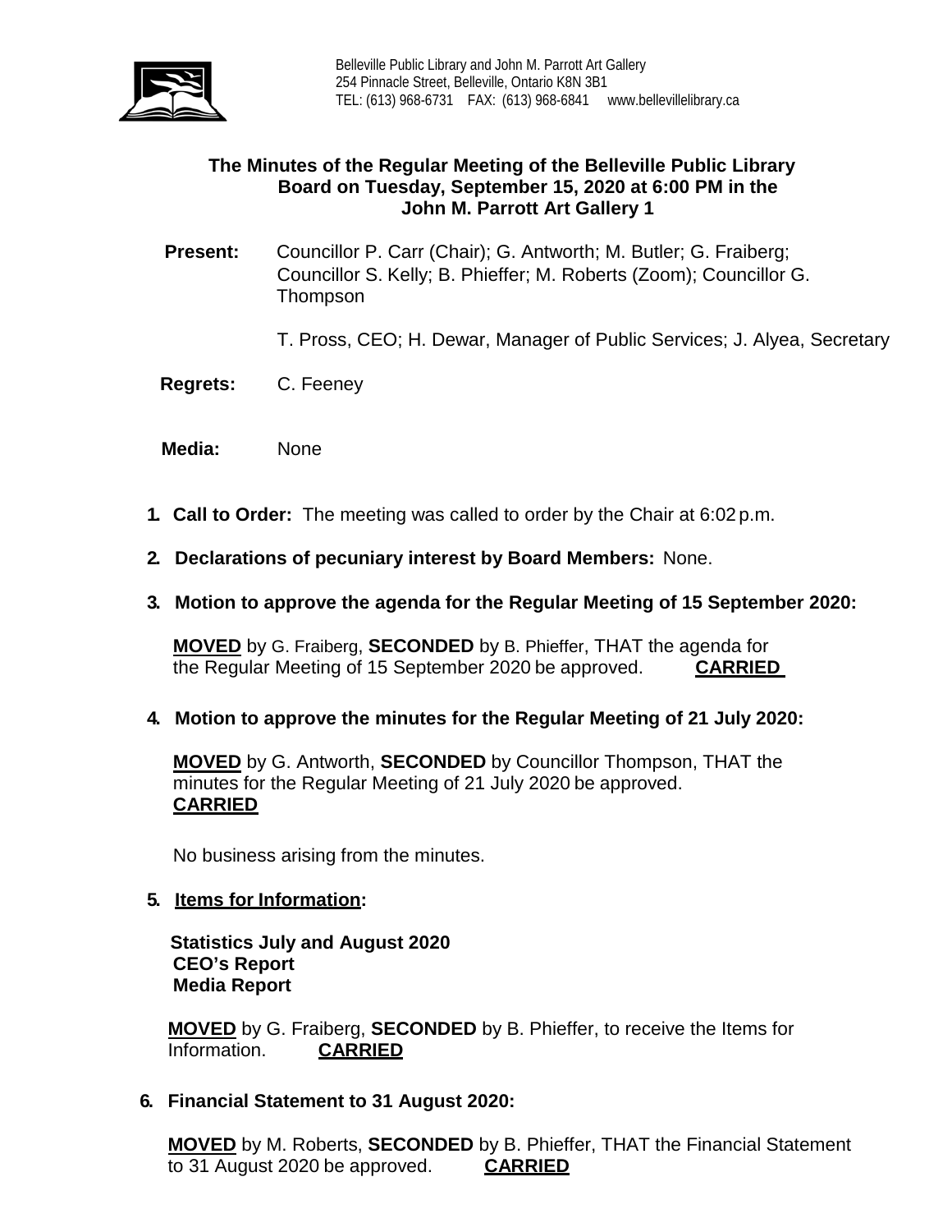Belleville Public Library and John M. Parrott Art Gallery
254 Pinnacle Street, Belleville, Ontario K8N 3B1
TEL: (613) 968-6731 FAX: (613) 968-6841 www.bellevillelibrary.ca

# The Minutes of the Regular Meeting of the Belleville Public Library Board on Tuesday, September 15, 2020 at 6:00 PM in the John M. Parrott Art Gallery 1

**Present:** Councillor P. Carr (Chair); G. Antworth; M. Butler; G. Fraiberg; Councillor S. Kelly; B. Phieffer; M. Roberts (Zoom); Councillor G. Thompson

T. Pross, CEO; H. Dewar, Manager of Public Services; J. Alyea, Secretary

**Regrets:** C. Feeney

**Media:** None

1. **Call to Order:** The meeting was called to order by the Chair at 6:02 p.m.

2. **Declarations of pecuniary interest by Board Members:** None.

3. **Motion to approve the agenda for the Regular Meeting of 15 September 2020:**

   **MOVED** by G. Fraiberg, **SECONDED** by B. Phieffer, THAT the agenda for the Regular Meeting of 15 September 2020 be approved. **CARRIED**

4. **Motion to approve the minutes for the Regular Meeting of 21 July 2020:**

   **MOVED** by G. Antworth, **SECONDED** by Councillor Thompson, THAT the minutes for the Regular Meeting of 21 July 2020 be approved. **CARRIED**

   No business arising from the minutes.

5. **Items for Information:**

   **Statistics July and August 2020**
   **CEO's Report**
   **Media Report**

   **MOVED** by G. Fraiberg, **SECONDED** by B. Phieffer, to receive the Items for Information. **CARRIED**

6. **Financial Statement to 31 August 2020:**

   **MOVED** by M. Roberts, **SECONDED** by B. Phieffer, THAT the Financial Statement to 31 August 2020 be approved. **CARRIED**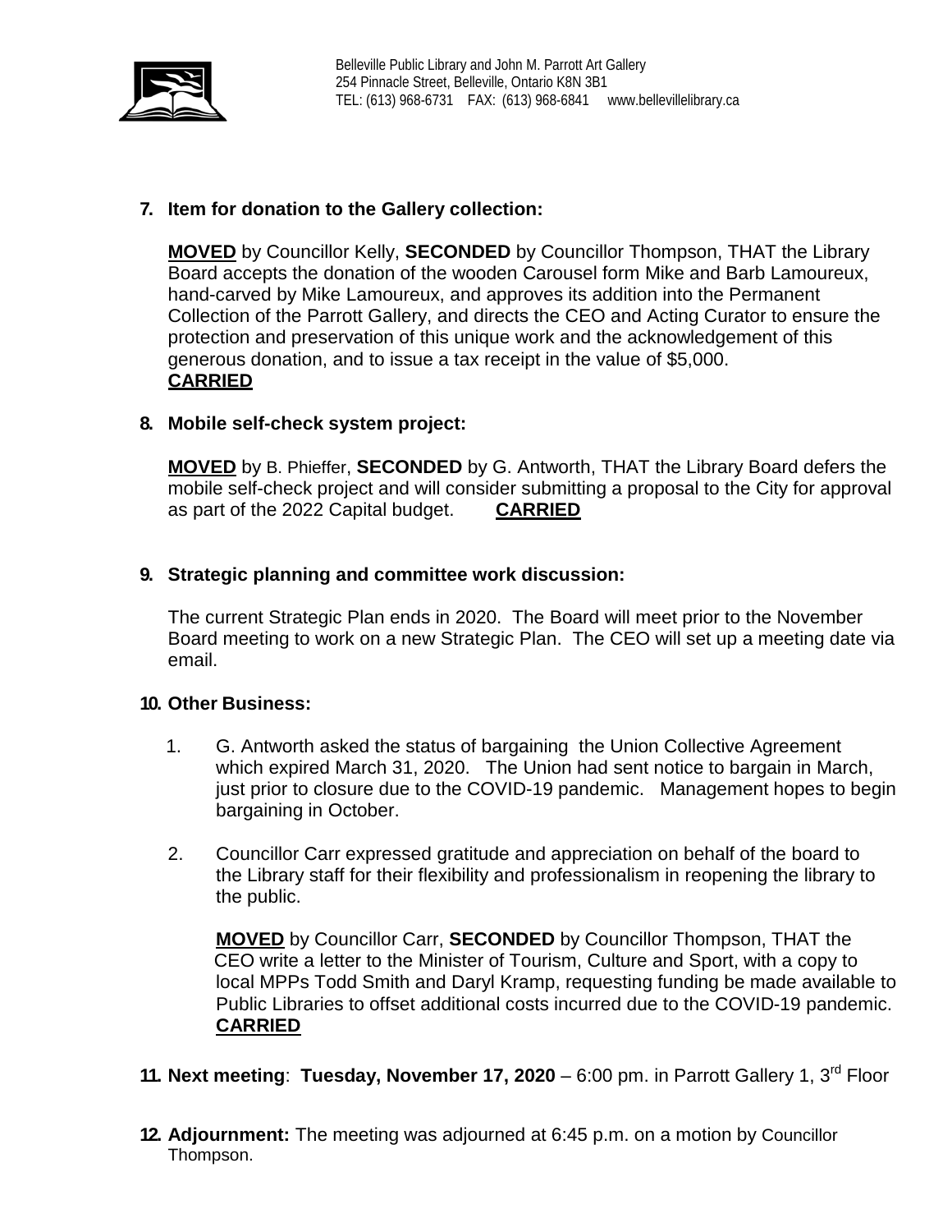Belleville Public Library and John M. Parrott Art Gallery
254 Pinnacle Street, Belleville, Ontario K8N 3B1
TEL: (613) 968-6731 FAX: (613) 968-6841 www.bellevillelibrary.ca

**7. Item for donation to the Gallery collection:**

**MOVED** by Councillor Kelly, **SECONDED** by Councillor Thompson, THAT the Library Board accepts the donation of the wooden Carousel form Mike and Barb Lamoureux, hand-carved by Mike Lamoureux, and approves its addition into the Permanent Collection of the Parrott Gallery, and directs the CEO and Acting Curator to ensure the protection and preservation of this unique work and the acknowledgement of this generous donation, and to issue a tax receipt in the value of $5,000.
**CARRIED**

**8. Mobile self-check system project:**

**MOVED** by B. Phieffer, **SECONDED** by G. Antworth, THAT the Library Board defers the mobile self-check project and will consider submitting a proposal to the City for approval as part of the 2022 Capital budget. **CARRIED**

**9. Strategic planning and committee work discussion:**

The current Strategic Plan ends in 2020. The Board will meet prior to the November Board meeting to work on a new Strategic Plan. The CEO will set up a meeting date via email.

**10. Other Business:**

1. G. Antworth asked the status of bargaining the Union Collective Agreement which expired March 31, 2020. The Union had sent notice to bargain in March, just prior to closure due to the COVID-19 pandemic. Management hopes to begin bargaining in October.

2. Councillor Carr expressed gratitude and appreciation on behalf of the board to the Library staff for their flexibility and professionalism in reopening the library to the public.

   **MOVED** by Councillor Carr, **SECONDED** by Councillor Thompson, THAT the CEO write a letter to the Minister of Tourism, Culture and Sport, with a copy to local MPPs Todd Smith and Daryl Kramp, requesting funding be made available to Public Libraries to offset additional costs incurred due to the COVID-19 pandemic.
   **CARRIED**

**11. Next meeting**: **Tuesday, November 17, 2020** – 6:00 pm. in Parrott Gallery 1, 3rd Floor

**12. Adjournment:** The meeting was adjourned at 6:45 p.m. on a motion by Councillor Thompson.